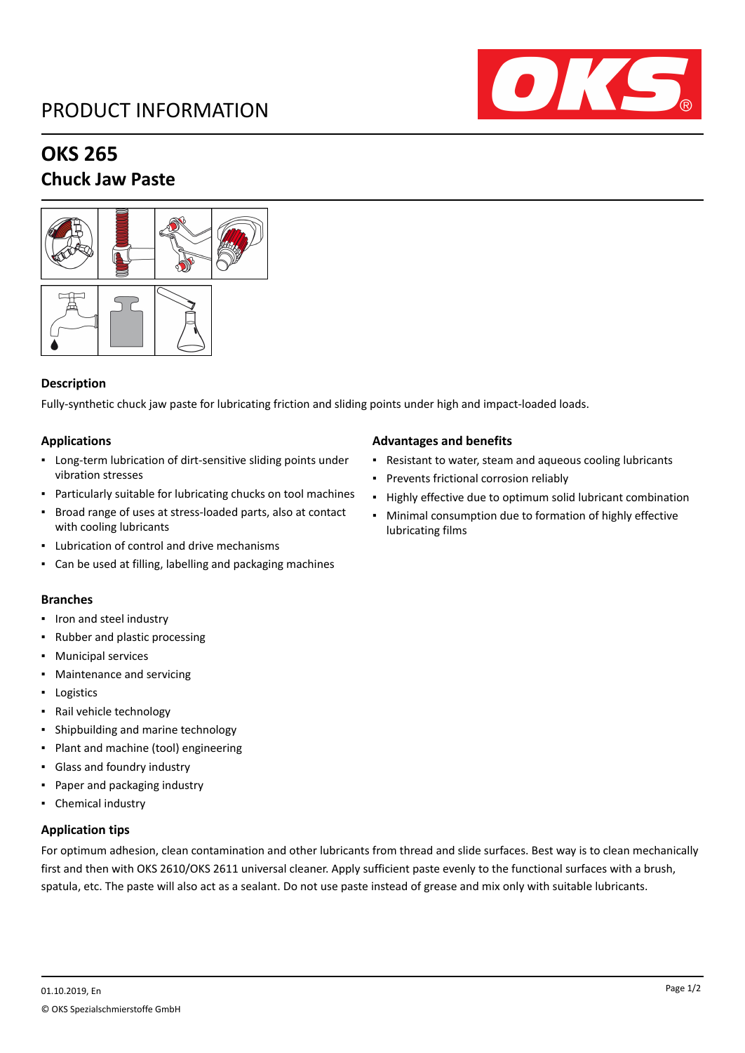PRODUCT INFORMATION

# OKS 265

## Chuck Jaw Paste

### Description

Fully-synthetic chuck jaw paste for lubricating friction and sliding points under high and impact-loaded loads.

### Applications

- Long-term lubrication of dirt-sensitive sliding points under vibration stresses
- Particularly suitable for lubricating chucks on tool machines
- Broad range of uses at stress-loaded parts, also at contact with cooling lubricants
- Lubrication of control and drive mechanisms
- Can be used at filling, labelling and packaging machines

### Advantages and benefits

- Resistant to water, steam and aqueous cooling lubricants
- Prevents frictional corrosion reliably
- Highly effective due to optimum solid lubricant combination
- Minimal consumption due to formation of highly effective lubricating films

### Branches

- Iron and steel industry
- Rubber and plastic processing
- Municipal services
- Maintenance and servicing
- Logistics
- Rail vehicle technology
- Shipbuilding and marine technology
- Plant and machine (tool) engineering
- Glass and foundry industry
- Paper and packaging industry
- Chemical industry

### Application tips

For optimum adhesion, clean contamination and other lubricants from thread and slide surfaces. Best way is to clean mechanically first and then with OKS 2610/OKS 2611 universal cleaner. Apply sufficient paste evenly to the functional surfaces with a brush, spatula, etc. The paste will also act as a sealant. Do not use paste instead of grease and mix only with suitable lubricants.

01.10.2019, En

© OKS Spezialschmierstoffe GmbH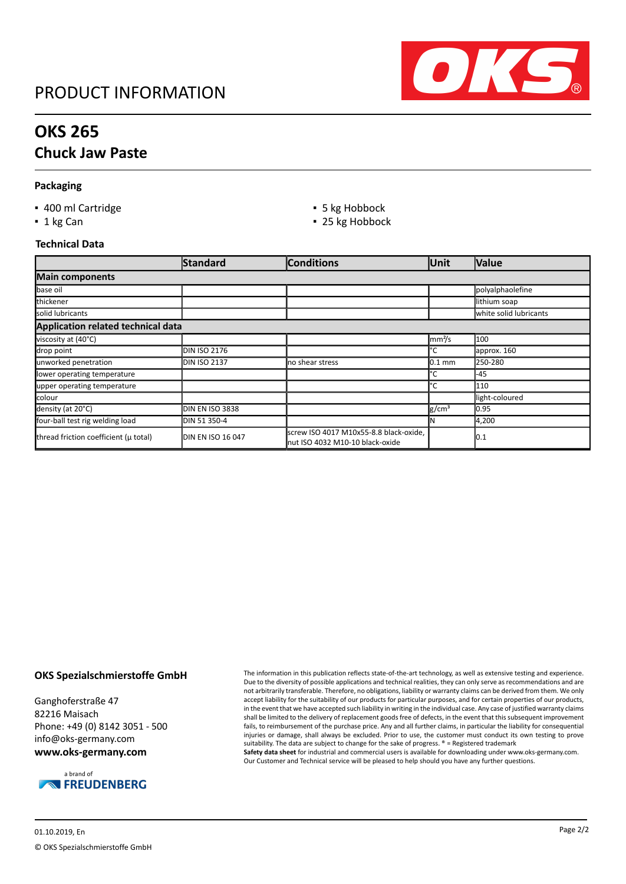# PRODUCT INFORMATION

## OKS 265
## Chuck Jaw Paste

### Packaging

- 400 ml Cartridge
- 1 kg Can
- 5 kg Hobbock
- 25 kg Hobbock

### Technical Data

| | Standard | Conditions | Unit | Value |
|---|---|---|---|---|
| **Main components** | | | | |
| base oil | | | | polyalphaolefine |
| thickener | | | | lithium soap |
| solid lubricants | | | | white solid lubricants |
| **Application related technical data** | | | | |
| viscosity at (40°C) | | | mm²/s | 100 |
| drop point | DIN ISO 2176 | | °C | approx. 160 |
| unworked penetration | DIN ISO 2137 | no shear stress | 0.1 mm | 250-280 |
| lower operating temperature | | | °C | -45 |
| upper operating temperature | | | °C | 110 |
| colour | | | | light-coloured |
| density (at 20°C) | DIN EN ISO 3838 | | g/cm³ | 0.95 |
| four-ball test rig welding load | DIN 51 350-4 | | N | 4,200 |
| thread friction coefficient (µ total) | DIN EN ISO 16 047 | screw ISO 4017 M10x55-8.8 black-oxide, nut ISO 4032 M10-10 black-oxide | | 0.1 |

**OKS Spezialschmierstoffe GmbH**

Ganghoferstraße 47
82216 Maisach
Phone: +49 (0) 8142 3051 - 500
info@oks-germany.com
**www.oks-germany.com**

a brand of FREUDENBERG

The information in this publication reflects state-of-the-art technology, as well as extensive testing and experience. Due to the diversity of possible applications and technical realities, they can only serve as recommendations and are not arbitrarily transferable. Therefore, no obligations, liability or warranty claims can be derived from them. We only accept liability for the suitability of our products for particular purposes, and for certain properties of our products, in the event that we have accepted such liability in writing in the individual case. Any case of justified warranty claims shall be limited to the delivery of replacement goods free of defects, in the event that this subsequent improvement fails, to reimbursement of the purchase price. Any and all further claims, in particular the liability for consequential injuries or damage, shall always be excluded. Prior to use, the customer must conduct its own testing to prove suitability. The data are subject to change for the sake of progress. ® = Registered trademark
**Safety data sheet** for industrial and commercial users is available for downloading under www.oks-germany.com. Our Customer and Technical service will be pleased to help should you have any further questions.

01.10.2019, En

© OKS Spezialschmierstoffe GmbH